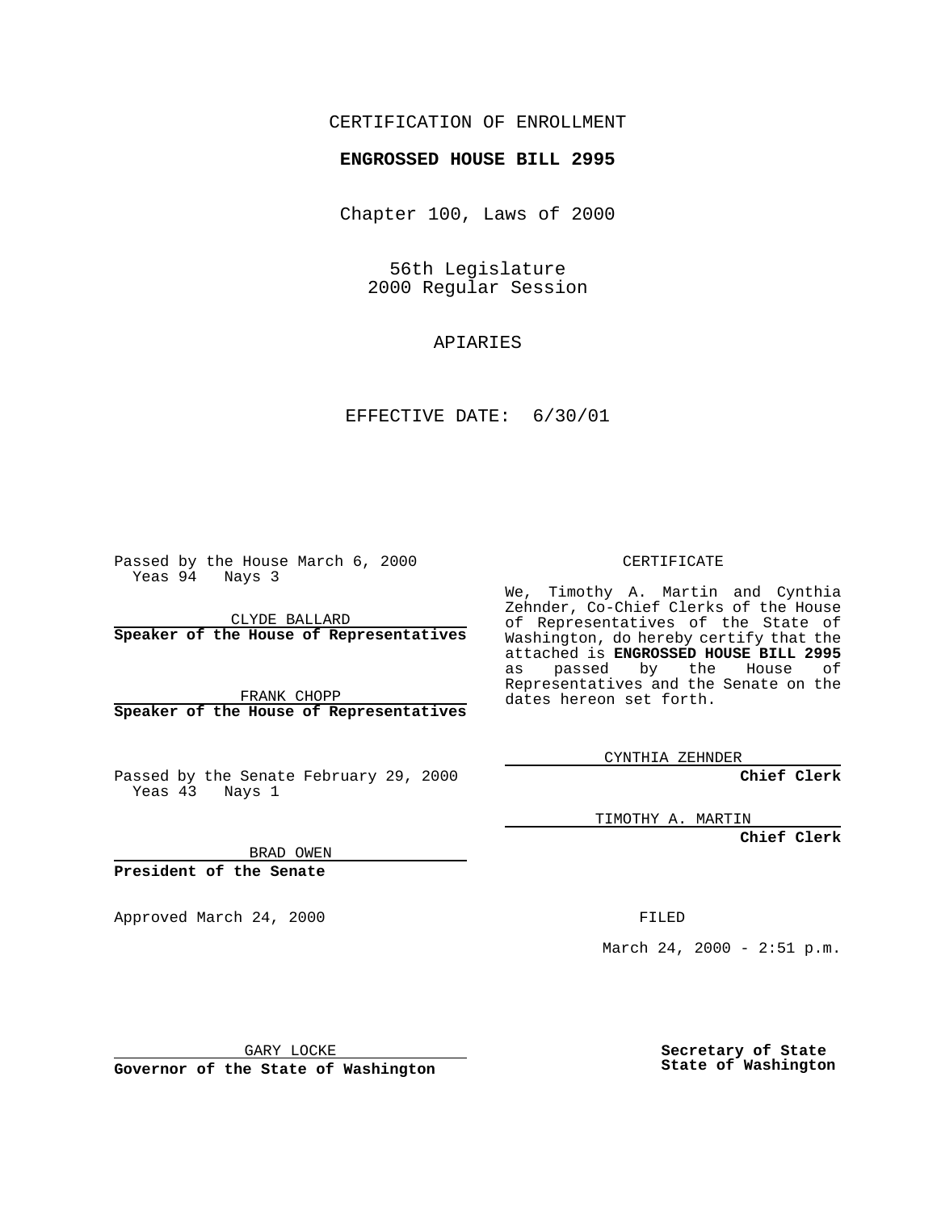CERTIFICATION OF ENROLLMENT

**ENGROSSED HOUSE BILL 2995**

Chapter 100, Laws of 2000

56th Legislature
2000 Regular Session

APIARIES

EFFECTIVE DATE: 6/30/01

Passed by the House March 6, 2000
Yeas 94 Nays 3

CLYDE BALLARD
**Speaker of the House of Representatives**

FRANK CHOPP
**Speaker of the House of Representatives**

Passed by the Senate February 29, 2000
Yeas 43 Nays 1

BRAD OWEN
**President of the Senate**

Approved March 24, 2000

GARY LOCKE
**Governor of the State of Washington**

CERTIFICATE

We, Timothy A. Martin and Cynthia Zehnder, Co-Chief Clerks of the House of Representatives of the State of Washington, do hereby certify that the attached is **ENGROSSED HOUSE BILL 2995** as passed by the House of Representatives and the Senate on the dates hereon set forth.

CYNTHIA ZEHNDER
**Chief Clerk**

TIMOTHY A. MARTIN
**Chief Clerk**

FILED

March 24, 2000 - 2:51 p.m.

**Secretary of State
State of Washington**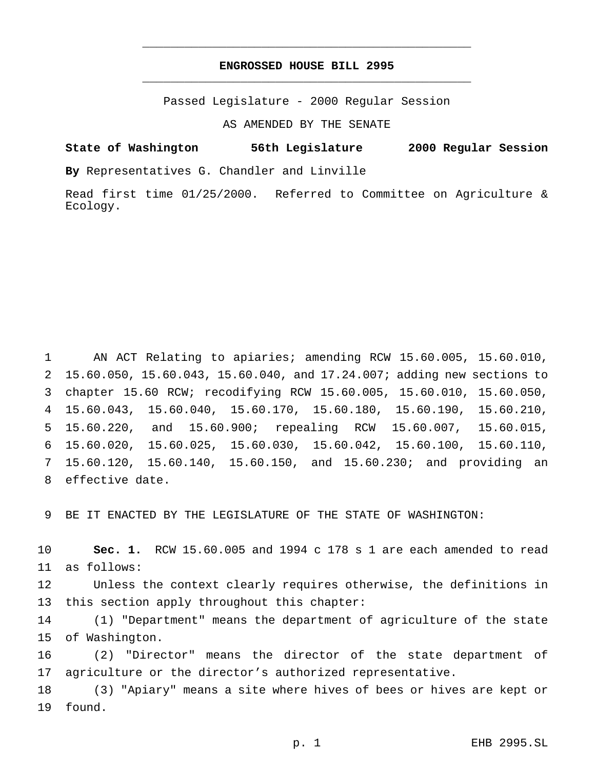# ENGROSSED HOUSE BILL 2995

Passed Legislature - 2000 Regular Session

AS AMENDED BY THE SENATE

**State of Washington 56th Legislature 2000 Regular Session**

**By** Representatives G. Chandler and Linville

Read first time 01/25/2000. Referred to Committee on Agriculture & Ecology.

AN ACT Relating to apiaries; amending RCW 15.60.005, 15.60.010, 15.60.050, 15.60.043, 15.60.040, and 17.24.007; adding new sections to chapter 15.60 RCW; recodifying RCW 15.60.005, 15.60.010, 15.60.050, 15.60.043, 15.60.040, 15.60.170, 15.60.180, 15.60.190, 15.60.210, 15.60.220, and 15.60.900; repealing RCW 15.60.007, 15.60.015, 15.60.020, 15.60.025, 15.60.030, 15.60.042, 15.60.100, 15.60.110, 15.60.120, 15.60.140, 15.60.150, and 15.60.230; and providing an effective date.

BE IT ENACTED BY THE LEGISLATURE OF THE STATE OF WASHINGTON:

**Sec. 1.** RCW 15.60.005 and 1994 c 178 s 1 are each amended to read as follows:

Unless the context clearly requires otherwise, the definitions in this section apply throughout this chapter:

(1) "Department" means the department of agriculture of the state of Washington.

(2) "Director" means the director of the state department of agriculture or the director's authorized representative.

(3) "Apiary" means a site where hives of bees or hives are kept or found.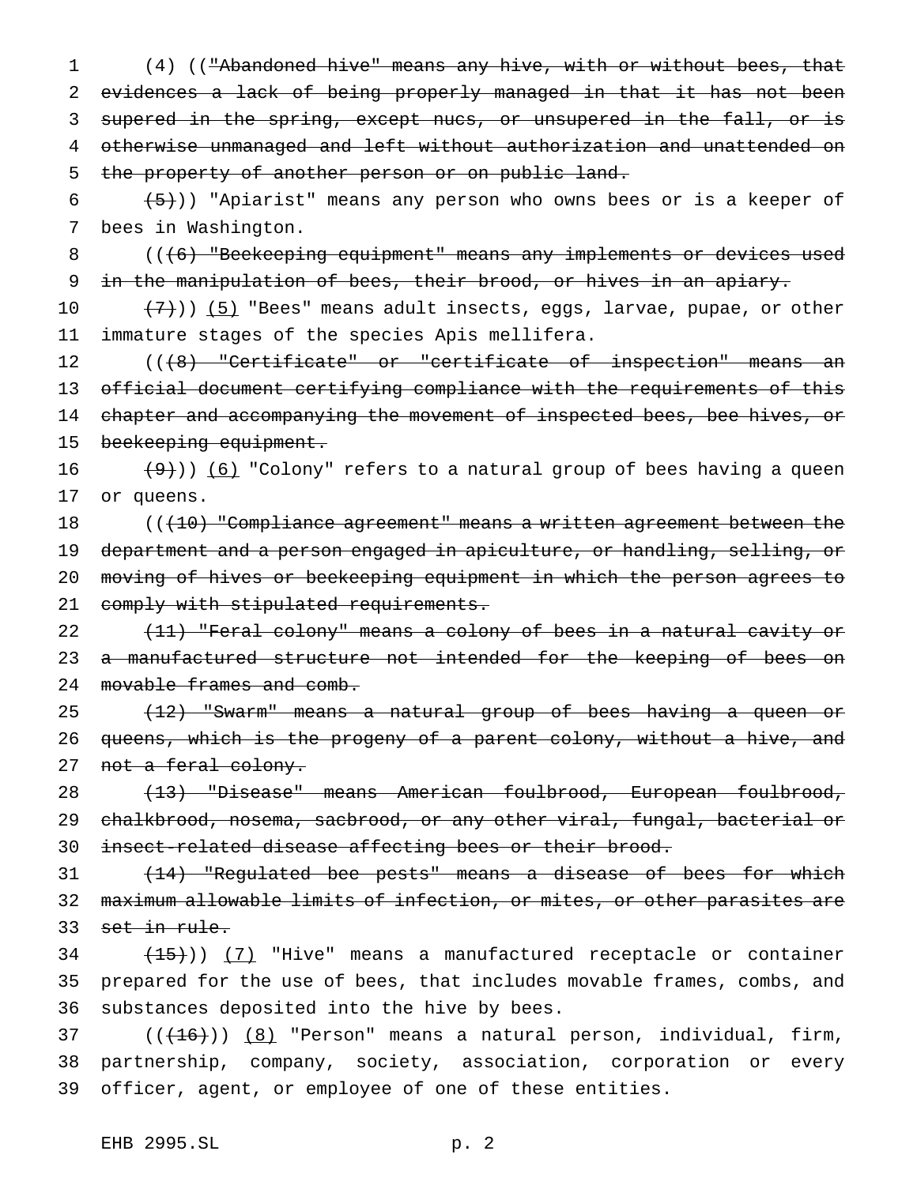(4) ((~~"Abandoned hive" means any hive, with or without bees, that evidences a lack of being properly managed in that it has not been supered in the spring, except nucs, or unsupered in the fall, or is otherwise unmanaged and left without authorization and unattended on the property of another person or on public land.~~

~~(5)~~)) "Apiarist" means any person who owns bees or is a keeper of bees in Washington.

((~~(6) "Beekeeping equipment" means any implements or devices used in the manipulation of bees, their brood, or hives in an apiary.~~

~~(7)~~)) <u>(5)</u> "Bees" means adult insects, eggs, larvae, pupae, or other immature stages of the species Apis mellifera.

((~~(8) "Certificate" or "certificate of inspection" means an official document certifying compliance with the requirements of this chapter and accompanying the movement of inspected bees, bee hives, or beekeeping equipment.~~

~~(9)~~)) <u>(6)</u> "Colony" refers to a natural group of bees having a queen or queens.

((~~(10) "Compliance agreement" means a written agreement between the department and a person engaged in apiculture, or handling, selling, or moving of hives or beekeeping equipment in which the person agrees to comply with stipulated requirements.~~

~~(11) "Feral colony" means a colony of bees in a natural cavity or a manufactured structure not intended for the keeping of bees on movable frames and comb.~~

~~(12) "Swarm" means a natural group of bees having a queen or queens, which is the progeny of a parent colony, without a hive, and not a feral colony.~~

~~(13) "Disease" means American foulbrood, European foulbrood, chalkbrood, nosema, sacbrood, or any other viral, fungal, bacterial or insect-related disease affecting bees or their brood.~~

~~(14) "Regulated bee pests" means a disease of bees for which maximum allowable limits of infection, or mites, or other parasites are set in rule.~~

~~(15)~~)) <u>(7)</u> "Hive" means a manufactured receptacle or container prepared for the use of bees, that includes movable frames, combs, and substances deposited into the hive by bees.

((~~(16)~~)) <u>(8)</u> "Person" means a natural person, individual, firm, partnership, company, society, association, corporation or every officer, agent, or employee of one of these entities.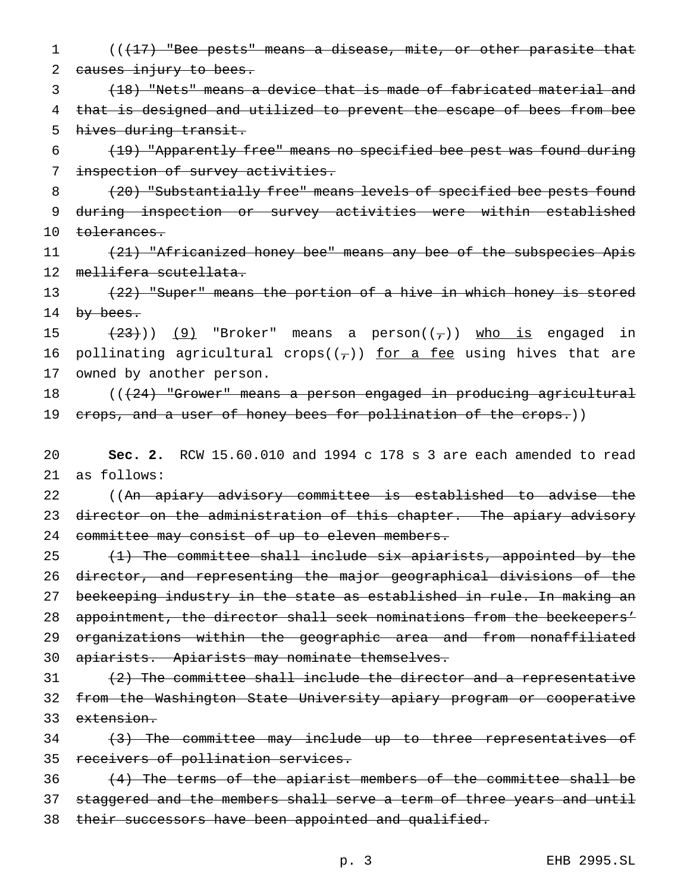((~~(17) "Bee pests" means a disease, mite, or other parasite that causes injury to bees.~~

~~(18) "Nets" means a device that is made of fabricated material and that is designed and utilized to prevent the escape of bees from bee hives during transit.~~

~~(19) "Apparently free" means no specified bee pest was found during inspection of survey activities.~~

~~(20) "Substantially free" means levels of specified bee pests found during inspection or survey activities were within established tolerances.~~

~~(21) "Africanized honey bee" means any bee of the subspecies Apis mellifera scutellata.~~

~~(22) "Super" means the portion of a hive in which honey is stored by bees.~~

~~(23)~~)) <u>(9)</u> "Broker" means a person((~~,~~)) <u>who is</u> engaged in pollinating agricultural crops((~~,~~)) <u>for a fee</u> using hives that are owned by another person.

((~~(24) "Grower" means a person engaged in producing agricultural crops, and a user of honey bees for pollination of the crops.~~))

**Sec. 2.** RCW 15.60.010 and 1994 c 178 s 3 are each amended to read as follows:

((~~An apiary advisory committee is established to advise the director on the administration of this chapter. The apiary advisory committee may consist of up to eleven members.~~

~~(1) The committee shall include six apiarists, appointed by the director, and representing the major geographical divisions of the beekeeping industry in the state as established in rule. In making an appointment, the director shall seek nominations from the beekeepers' organizations within the geographic area and from nonaffiliated apiarists. Apiarists may nominate themselves.~~

~~(2) The committee shall include the director and a representative from the Washington State University apiary program or cooperative extension.~~

~~(3) The committee may include up to three representatives of receivers of pollination services.~~

~~(4) The terms of the apiarist members of the committee shall be staggered and the members shall serve a term of three years and until their successors have been appointed and qualified.~~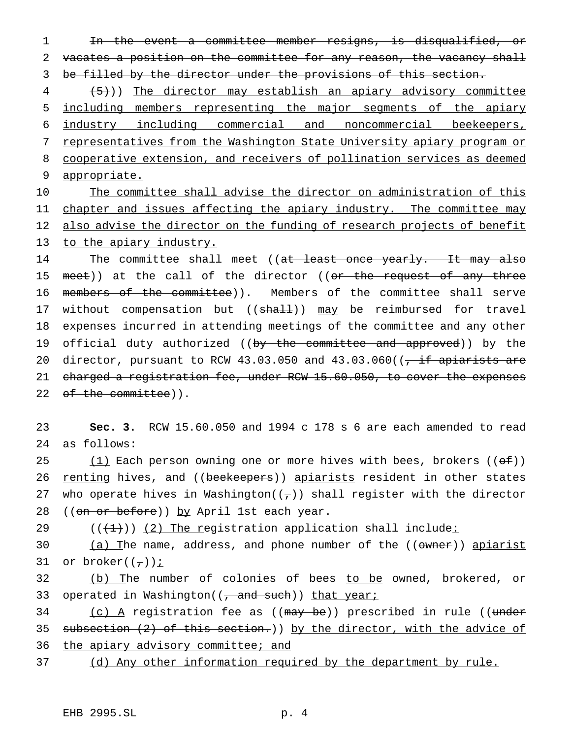~~In the event a committee member resigns, is disqualified, or vacates a position on the committee for any reason, the vacancy shall be filled by the director under the provisions of this section.~~

((~~(5)~~)) <u>The director may establish an apiary advisory committee including members representing the major segments of the apiary industry including commercial and noncommercial beekeepers, representatives from the Washington State University apiary program or cooperative extension, and receivers of pollination services as deemed appropriate.</u>

<u>The committee shall advise the director on administration of this chapter and issues affecting the apiary industry. The committee may also advise the director on the funding of research projects of benefit to the apiary industry.</u>

The committee shall meet ((~~at least once yearly. It may also meet~~)) at the call of the director ((~~or the request of any three members of the committee~~)). Members of the committee shall serve without compensation but ((~~shall~~)) <u>may</u> be reimbursed for travel expenses incurred in attending meetings of the committee and any other official duty authorized ((~~by the committee and approved~~)) by the director, pursuant to RCW 43.03.050 and 43.03.060((~~, if apiarists are charged a registration fee, under RCW 15.60.050, to cover the expenses of the committee~~)).

**Sec. 3.** RCW 15.60.050 and 1994 c 178 s 6 are each amended to read as follows:

<u>(1)</u> Each person owning one or more hives with bees, brokers ((~~of~~)) <u>renting</u> hives, and ((~~beekeepers~~)) <u>apiarists</u> resident in other states who operate hives in Washington((~~,~~)) shall register with the director ((~~on or before~~)) <u>by</u> April 1st each year.

((~~(1)~~)) <u>(2) The r</u>egistration application shall include<u>:</u>

<u>(a) T</u>he name, address, and phone number of the ((~~owner~~)) <u>apiarist</u> or broker((~~,~~))<u>;</u>

<u>(b) T</u>he number of colonies of bees <u>to be</u> owned, brokered, or operated in Washington((~~, and such~~)) <u>that year;</u>

<u>(c) A</u> registration fee as ((~~may be~~)) prescribed in rule ((~~under subsection (2) of this section.~~)) <u>by the director, with the advice of the apiary advisory committee; and</u>

<u>(d) Any other information required by the department by rule.</u>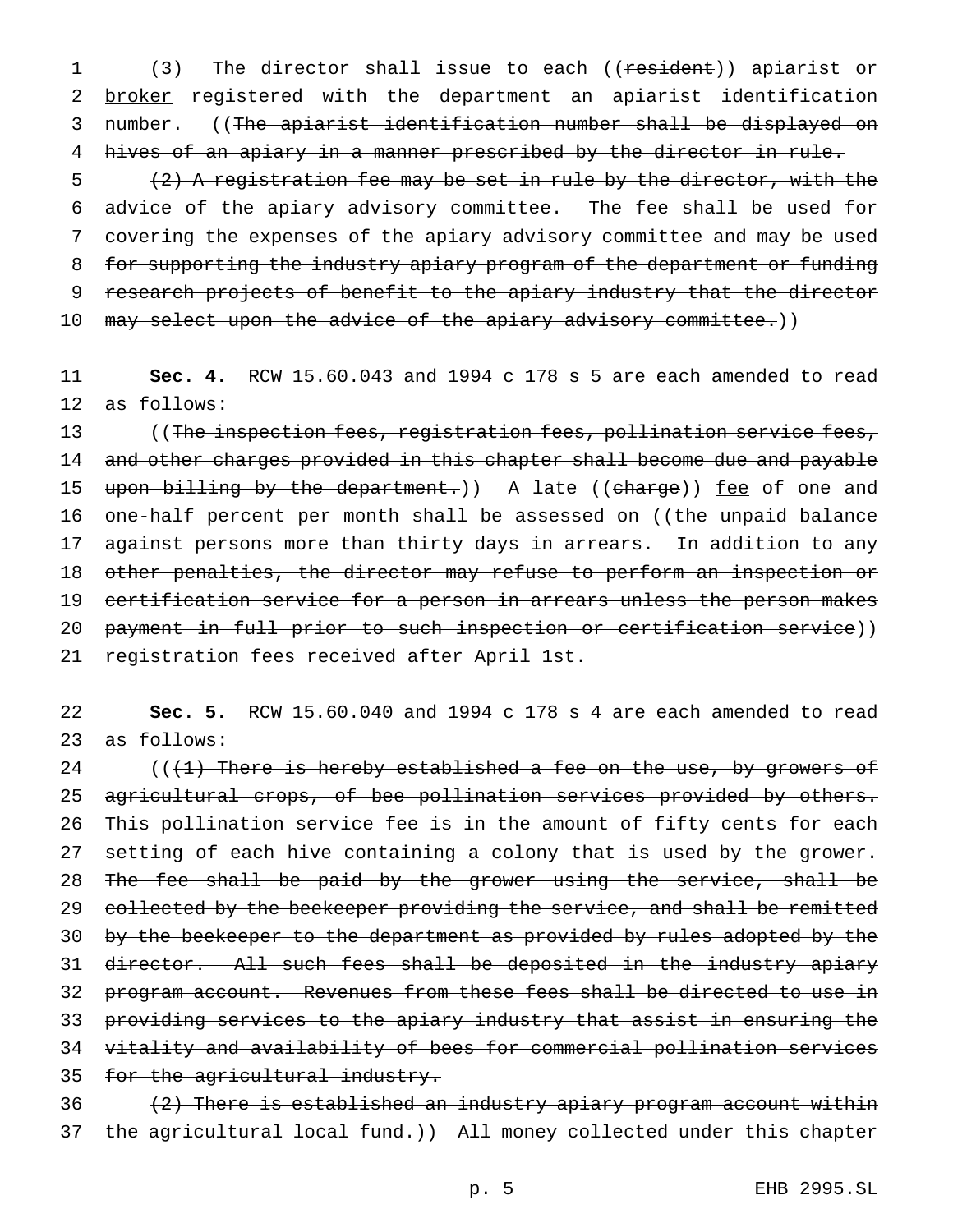(3) The director shall issue to each ((~~resident~~)) apiarist <u>or broker</u> registered with the department an apiarist identification number. ((~~The apiarist identification number shall be displayed on hives of an apiary in a manner prescribed by the director in rule.~~

~~(2) A registration fee may be set in rule by the director, with the advice of the apiary advisory committee. The fee shall be used for covering the expenses of the apiary advisory committee and may be used for supporting the industry apiary program of the department or funding research projects of benefit to the apiary industry that the director may select upon the advice of the apiary advisory committee.~~))

**Sec. 4.** RCW 15.60.043 and 1994 c 178 s 5 are each amended to read as follows:

((~~The inspection fees, registration fees, pollination service fees, and other charges provided in this chapter shall become due and payable upon billing by the department.~~)) A late ((~~charge~~)) <u>fee</u> of one and one-half percent per month shall be assessed on ((~~the unpaid balance against persons more than thirty days in arrears. In addition to any other penalties, the director may refuse to perform an inspection or certification service for a person in arrears unless the person makes payment in full prior to such inspection or certification service~~)) <u>registration fees received after April 1st</u>.

**Sec. 5.** RCW 15.60.040 and 1994 c 178 s 4 are each amended to read as follows:

((~~(1) There is hereby established a fee on the use, by growers of agricultural crops, of bee pollination services provided by others. This pollination service fee is in the amount of fifty cents for each setting of each hive containing a colony that is used by the grower. The fee shall be paid by the grower using the service, shall be collected by the beekeeper providing the service, and shall be remitted by the beekeeper to the department as provided by rules adopted by the director. All such fees shall be deposited in the industry apiary program account. Revenues from these fees shall be directed to use in providing services to the apiary industry that assist in ensuring the vitality and availability of bees for commercial pollination services for the agricultural industry.~~

~~(2) There is established an industry apiary program account within the agricultural local fund.~~)) All money collected under this chapter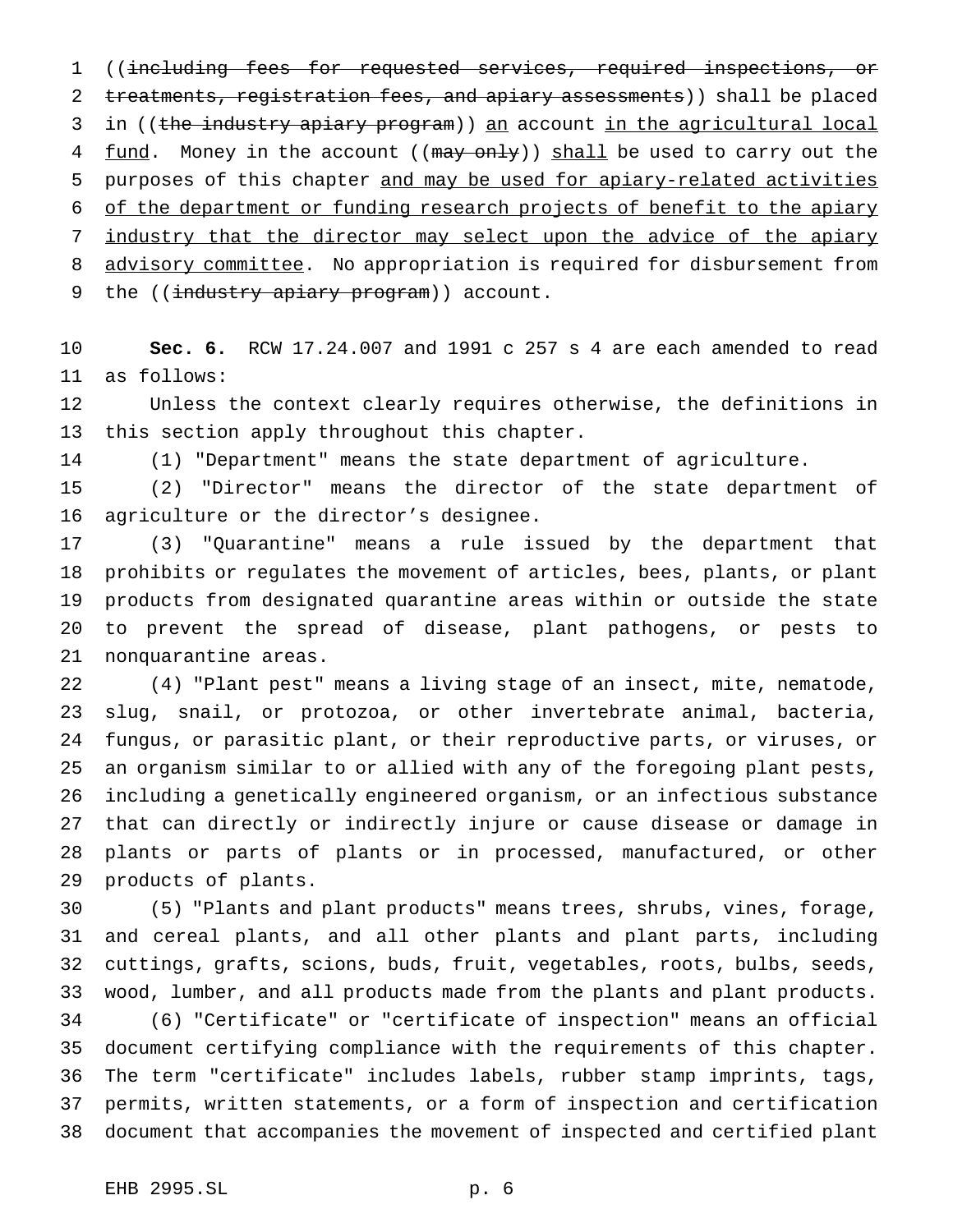((~~including fees for requested services, required inspections, or treatments, registration fees, and apiary assessments~~)) shall be placed in ((~~the industry apiary program~~)) an account in the agricultural local fund. Money in the account ((~~may only~~)) shall be used to carry out the purposes of this chapter and may be used for apiary-related activities of the department or funding research projects of benefit to the apiary industry that the director may select upon the advice of the apiary advisory committee. No appropriation is required for disbursement from the ((~~industry apiary program~~)) account.

**Sec. 6.** RCW 17.24.007 and 1991 c 257 s 4 are each amended to read as follows:

Unless the context clearly requires otherwise, the definitions in this section apply throughout this chapter.

(1) "Department" means the state department of agriculture.

(2) "Director" means the director of the state department of agriculture or the director's designee.

(3) "Quarantine" means a rule issued by the department that prohibits or regulates the movement of articles, bees, plants, or plant products from designated quarantine areas within or outside the state to prevent the spread of disease, plant pathogens, or pests to nonquarantine areas.

(4) "Plant pest" means a living stage of an insect, mite, nematode, slug, snail, or protozoa, or other invertebrate animal, bacteria, fungus, or parasitic plant, or their reproductive parts, or viruses, or an organism similar to or allied with any of the foregoing plant pests, including a genetically engineered organism, or an infectious substance that can directly or indirectly injure or cause disease or damage in plants or parts of plants or in processed, manufactured, or other products of plants.

(5) "Plants and plant products" means trees, shrubs, vines, forage, and cereal plants, and all other plants and plant parts, including cuttings, grafts, scions, buds, fruit, vegetables, roots, bulbs, seeds, wood, lumber, and all products made from the plants and plant products.

(6) "Certificate" or "certificate of inspection" means an official document certifying compliance with the requirements of this chapter. The term "certificate" includes labels, rubber stamp imprints, tags, permits, written statements, or a form of inspection and certification document that accompanies the movement of inspected and certified plant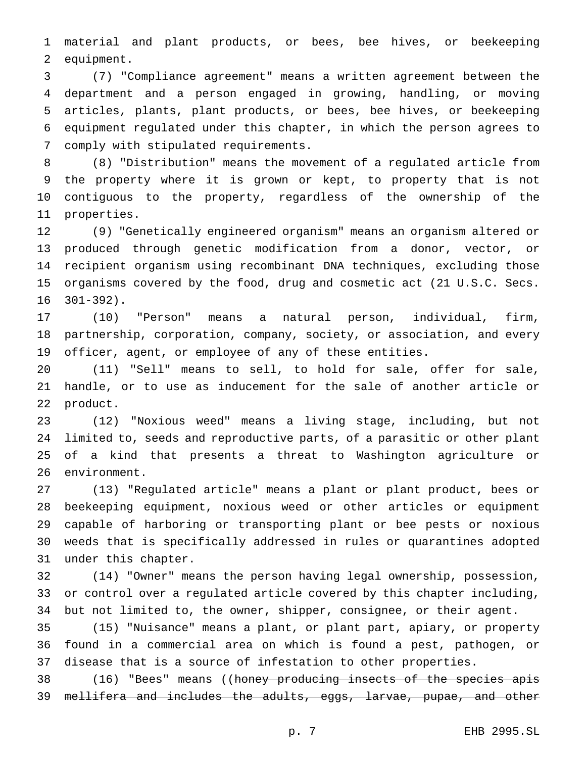material and plant products, or bees, bee hives, or beekeeping equipment.

(7) "Compliance agreement" means a written agreement between the department and a person engaged in growing, handling, or moving articles, plants, plant products, or bees, bee hives, or beekeeping equipment regulated under this chapter, in which the person agrees to comply with stipulated requirements.

(8) "Distribution" means the movement of a regulated article from the property where it is grown or kept, to property that is not contiguous to the property, regardless of the ownership of the properties.

(9) "Genetically engineered organism" means an organism altered or produced through genetic modification from a donor, vector, or recipient organism using recombinant DNA techniques, excluding those organisms covered by the food, drug and cosmetic act (21 U.S.C. Secs. 301-392).

(10) "Person" means a natural person, individual, firm, partnership, corporation, company, society, or association, and every officer, agent, or employee of any of these entities.

(11) "Sell" means to sell, to hold for sale, offer for sale, handle, or to use as inducement for the sale of another article or product.

(12) "Noxious weed" means a living stage, including, but not limited to, seeds and reproductive parts, of a parasitic or other plant of a kind that presents a threat to Washington agriculture or environment.

(13) "Regulated article" means a plant or plant product, bees or beekeeping equipment, noxious weed or other articles or equipment capable of harboring or transporting plant or bee pests or noxious weeds that is specifically addressed in rules or quarantines adopted under this chapter.

(14) "Owner" means the person having legal ownership, possession, or control over a regulated article covered by this chapter including, but not limited to, the owner, shipper, consignee, or their agent.

(15) "Nuisance" means a plant, or plant part, apiary, or property found in a commercial area on which is found a pest, pathogen, or disease that is a source of infestation to other properties.

(16) "Bees" means ((~~honey producing insects of the species apis mellifera and includes the adults, eggs, larvae, pupae, and other~~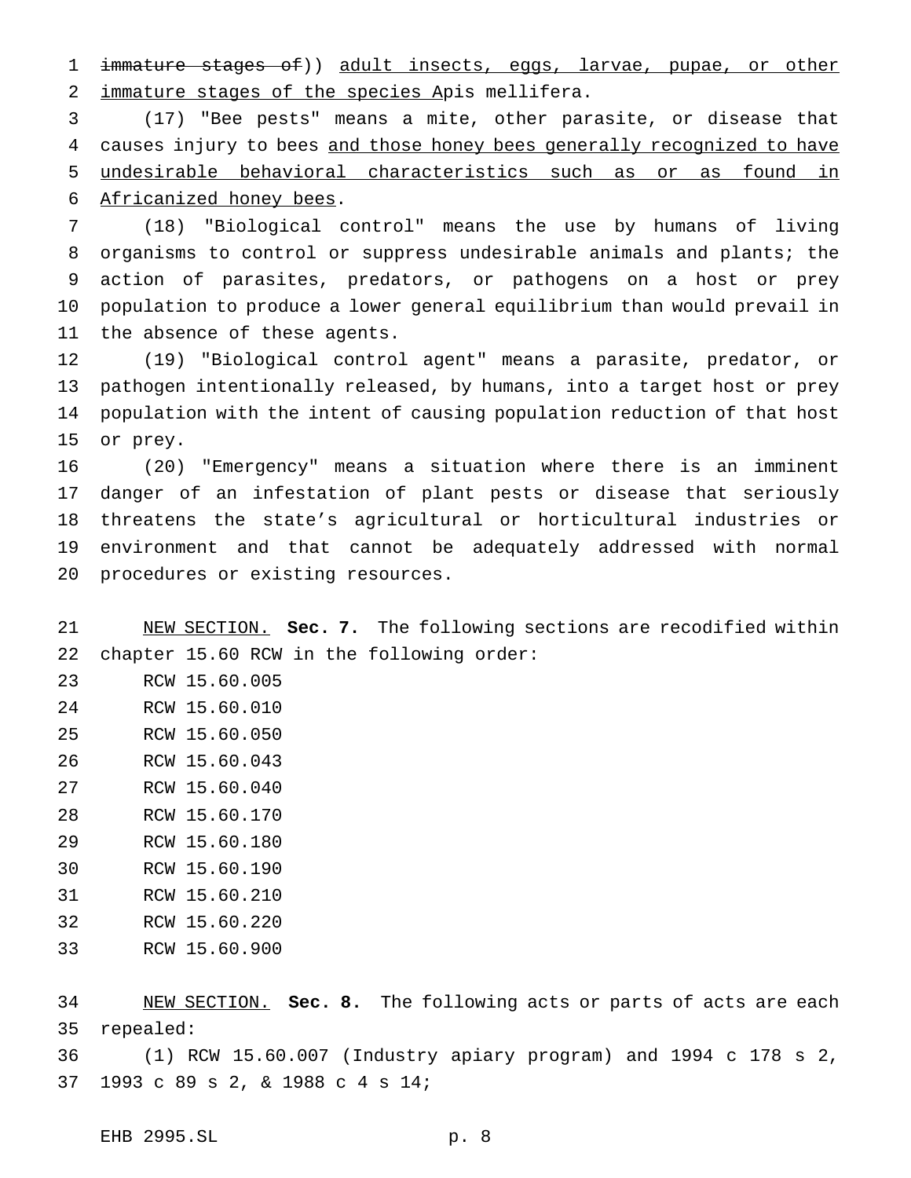~~immature stages of~~)) <u>adult insects, eggs, larvae, pupae, or other immature stages of the species A</u>pis mellifera.

(17) "Bee pests" means a mite, other parasite, or disease that causes injury to bees <u>and those honey bees generally recognized to have undesirable behavioral characteristics such as or as found in Africanized honey bees</u>.

(18) "Biological control" means the use by humans of living organisms to control or suppress undesirable animals and plants; the action of parasites, predators, or pathogens on a host or prey population to produce a lower general equilibrium than would prevail in the absence of these agents.

(19) "Biological control agent" means a parasite, predator, or pathogen intentionally released, by humans, into a target host or prey population with the intent of causing population reduction of that host or prey.

(20) "Emergency" means a situation where there is an imminent danger of an infestation of plant pests or disease that seriously threatens the state's agricultural or horticultural industries or environment and that cannot be adequately addressed with normal procedures or existing resources.

<u>NEW SECTION.</u> **Sec. 7.** The following sections are recodified within chapter 15.60 RCW in the following order:

RCW 15.60.005
RCW 15.60.010
RCW 15.60.050
RCW 15.60.043
RCW 15.60.040
RCW 15.60.170
RCW 15.60.180
RCW 15.60.190
RCW 15.60.210
RCW 15.60.220
RCW 15.60.900

<u>NEW SECTION.</u> **Sec. 8.** The following acts or parts of acts are each repealed:

(1) RCW 15.60.007 (Industry apiary program) and 1994 c 178 s 2, 1993 c 89 s 2, & 1988 c 4 s 14;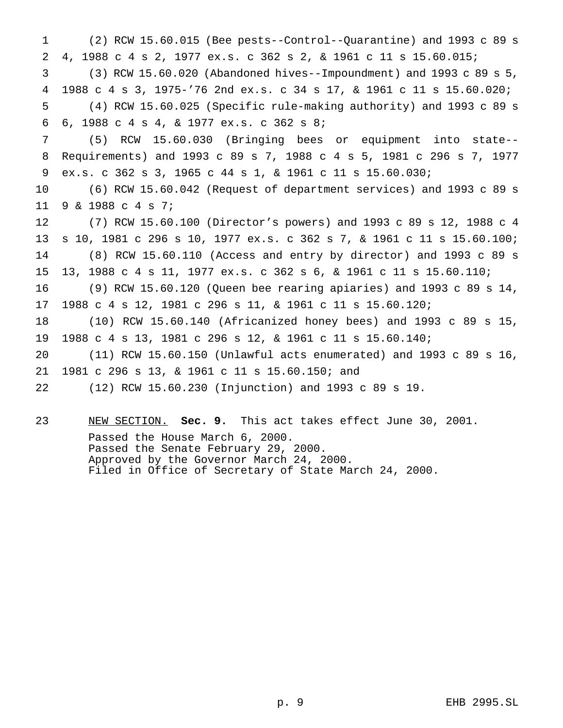(2) RCW 15.60.015 (Bee pests--Control--Quarantine) and 1993 c 89 s 4, 1988 c 4 s 2, 1977 ex.s. c 362 s 2, & 1961 c 11 s 15.60.015;

(3) RCW 15.60.020 (Abandoned hives--Impoundment) and 1993 c 89 s 5, 1988 c 4 s 3, 1975-'76 2nd ex.s. c 34 s 17, & 1961 c 11 s 15.60.020;

(4) RCW 15.60.025 (Specific rule-making authority) and 1993 c 89 s 6, 1988 c 4 s 4, & 1977 ex.s. c 362 s 8;

(5) RCW 15.60.030 (Bringing bees or equipment into state--Requirements) and 1993 c 89 s 7, 1988 c 4 s 5, 1981 c 296 s 7, 1977 ex.s. c 362 s 3, 1965 c 44 s 1, & 1961 c 11 s 15.60.030;

(6) RCW 15.60.042 (Request of department services) and 1993 c 89 s 9 & 1988 c 4 s 7;

(7) RCW 15.60.100 (Director's powers) and 1993 c 89 s 12, 1988 c 4 s 10, 1981 c 296 s 10, 1977 ex.s. c 362 s 7, & 1961 c 11 s 15.60.100;

(8) RCW 15.60.110 (Access and entry by director) and 1993 c 89 s 13, 1988 c 4 s 11, 1977 ex.s. c 362 s 6, & 1961 c 11 s 15.60.110;

(9) RCW 15.60.120 (Queen bee rearing apiaries) and 1993 c 89 s 14, 1988 c 4 s 12, 1981 c 296 s 11, & 1961 c 11 s 15.60.120;

(10) RCW 15.60.140 (Africanized honey bees) and 1993 c 89 s 15, 1988 c 4 s 13, 1981 c 296 s 12, & 1961 c 11 s 15.60.140;

(11) RCW 15.60.150 (Unlawful acts enumerated) and 1993 c 89 s 16, 1981 c 296 s 13, & 1961 c 11 s 15.60.150; and

(12) RCW 15.60.230 (Injunction) and 1993 c 89 s 19.

NEW SECTION. **Sec. 9.** This act takes effect June 30, 2001.

Passed the House March 6, 2000.
Passed the Senate February 29, 2000.
Approved by the Governor March 24, 2000.
Filed in Office of Secretary of State March 24, 2000.